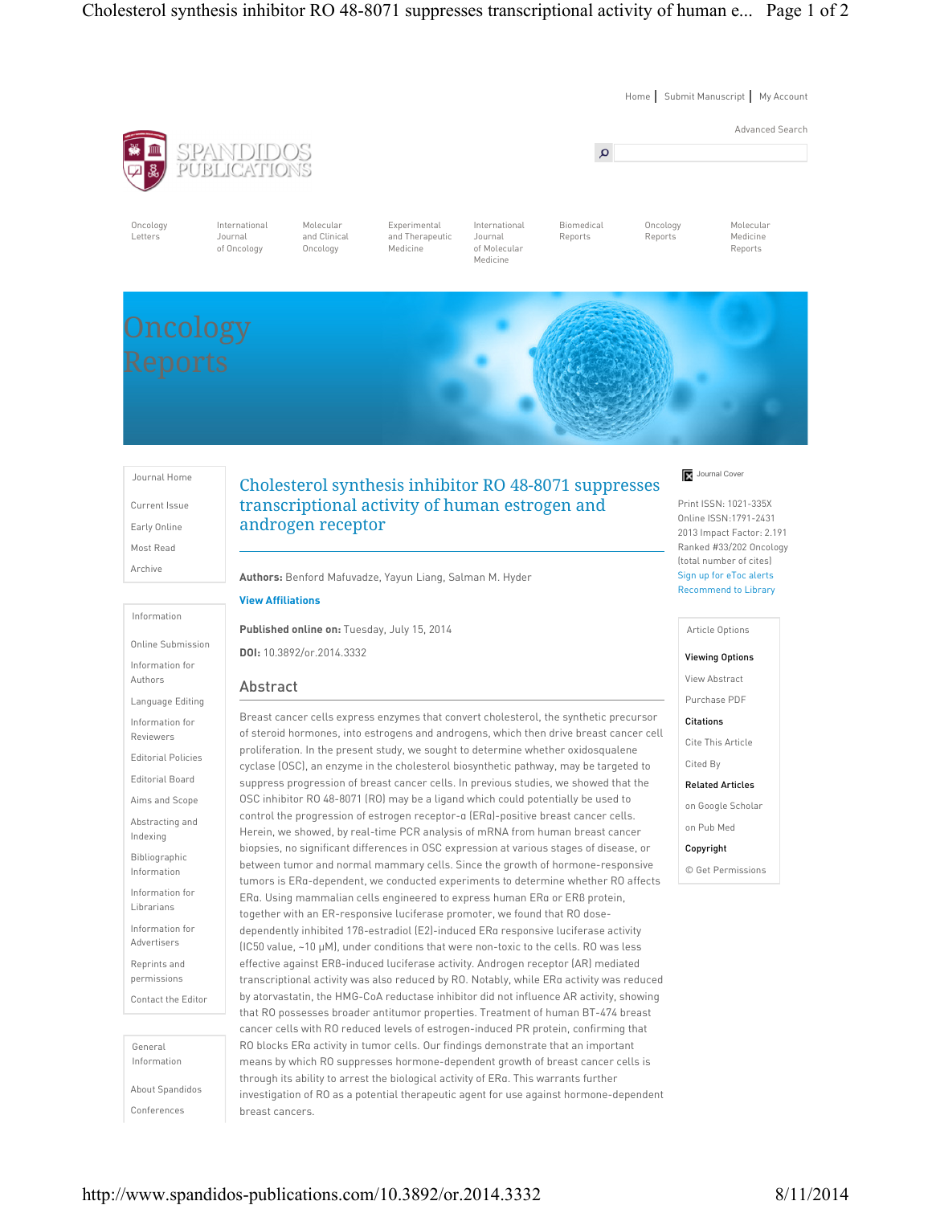# Cholesterol synthesis inhibitor RO 48-8071 suppresses transcriptional activity of human estrogen and androgen receptor

**Authors:** Benford Mafuvadze, Yayun Liang, Salman M. Hyder

**View Affiliations**

**Published online on:** Tuesday, July 15, 2014

**DOI:** 10.3892/or.2014.3332

## Abstract

Breast cancer cells express enzymes that convert cholesterol, the synthetic precursor of steroid hormones, into estrogens and androgens, which then drive breast cancer cell proliferation. In the present study, we sought to determine whether oxidosqualene cyclase (OSC), an enzyme in the cholesterol biosynthetic pathway, may be targeted to suppress progression of breast cancer cells. In previous studies, we showed that the OSC inhibitor RO 48-8071 (RO) may be a ligand which could potentially be used to control the progression of estrogen receptor-α (ERα)-positive breast cancer cells. Herein, we showed, by real-time PCR analysis of mRNA from human breast cancer biopsies, no significant differences in OSC expression at various stages of disease, or between tumor and normal mammary cells. Since the growth of hormone-responsive tumors is ERα-dependent, we conducted experiments to determine whether RO affects ERα. Using mammalian cells engineered to express human ERα or ERβ protein, together with an ER-responsive luciferase promoter, we found that RO dose-dependently inhibited 17β-estradiol (E2)-induced ERα responsive luciferase activity ($IC_{50}$ value, ~10 μM), under conditions that were non-toxic to the cells. RO was less effective against ERβ-induced luciferase activity. Androgen receptor (AR) mediated transcriptional activity was also reduced by RO. Notably, while ERα activity was reduced by atorvastatin, the HMG-CoA reductase inhibitor did not influence AR activity, showing that RO possesses broader antitumor properties. Treatment of human BT-474 breast cancer cells with RO reduced levels of estrogen-induced PR protein, confirming that RO blocks ERα activity in tumor cells. Our findings demonstrate that an important means by which RO suppresses hormone-dependent growth of breast cancer cells is through its ability to arrest the biological activity of ERα. This warrants further investigation of RO as a potential therapeutic agent for use against hormone-dependent breast cancers.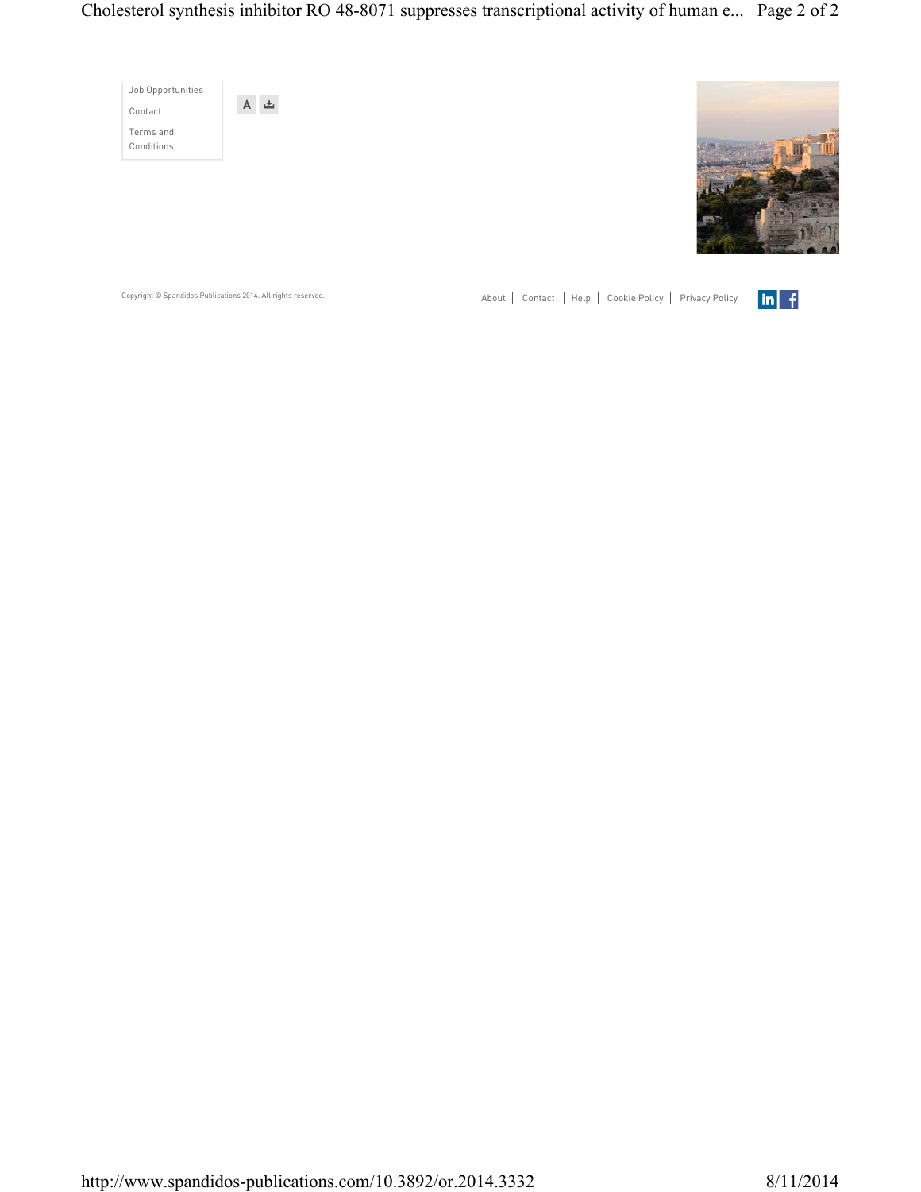Job Opportunities

Contact

Terms and Conditions

Copyright © Spandidos Publications 2014. All rights reserved.

About | Contact | Help | Cookie Policy | Privacy Policy